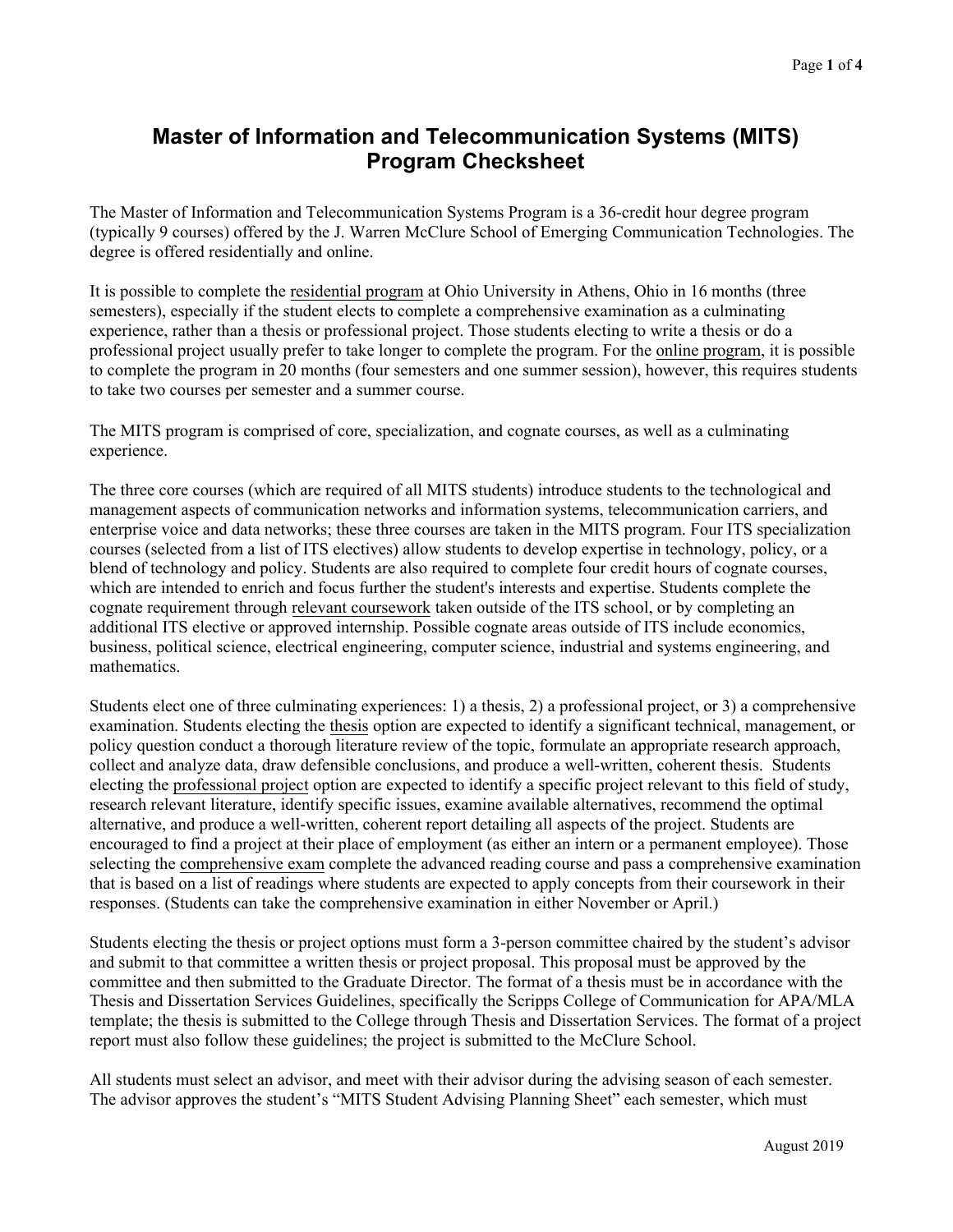# Master of Information and Telecommunication Systems (MITS) Program Checksheet

The Master of Information and Telecommunication Systems Program is a 36-credit hour degree program (typically 9 courses) offered by the J. Warren McClure School of Emerging Communication Technologies. The degree is offered residentially and online.

It is possible to complete the residential program at Ohio University in Athens, Ohio in 16 months (three semesters), especially if the student elects to complete a comprehensive examination as a culminating experience, rather than a thesis or professional project. Those students electing to write a thesis or do a professional project usually prefer to take longer to complete the program. For the online program, it is possible to complete the program in 20 months (four semesters and one summer session), however, this requires students to take two courses per semester and a summer course.

The MITS program is comprised of core, specialization, and cognate courses, as well as a culminating experience.

The three core courses (which are required of all MITS students) introduce students to the technological and management aspects of communication networks and information systems, telecommunication carriers, and enterprise voice and data networks; these three courses are taken in the MITS program. Four ITS specialization courses (selected from a list of ITS electives) allow students to develop expertise in technology, policy, or a blend of technology and policy. Students are also required to complete four credit hours of cognate courses, which are intended to enrich and focus further the student's interests and expertise. Students complete the cognate requirement through relevant coursework taken outside of the ITS school, or by completing an additional ITS elective or approved internship. Possible cognate areas outside of ITS include economics, business, political science, electrical engineering, computer science, industrial and systems engineering, and mathematics.

Students elect one of three culminating experiences: 1) a thesis, 2) a professional project, or 3) a comprehensive examination. Students electing the thesis option are expected to identify a significant technical, management, or policy question conduct a thorough literature review of the topic, formulate an appropriate research approach, collect and analyze data, draw defensible conclusions, and produce a well-written, coherent thesis. Students electing the professional project option are expected to identify a specific project relevant to this field of study, research relevant literature, identify specific issues, examine available alternatives, recommend the optimal alternative, and produce a well-written, coherent report detailing all aspects of the project. Students are encouraged to find a project at their place of employment (as either an intern or a permanent employee). Those selecting the comprehensive exam complete the advanced reading course and pass a comprehensive examination that is based on a list of readings where students are expected to apply concepts from their coursework in their responses. (Students can take the comprehensive examination in either November or April.)

Students electing the thesis or project options must form a 3-person committee chaired by the student's advisor and submit to that committee a written thesis or project proposal. This proposal must be approved by the committee and then submitted to the Graduate Director. The format of a thesis must be in accordance with the Thesis and Dissertation Services Guidelines, specifically the Scripps College of Communication for APA/MLA template; the thesis is submitted to the College through Thesis and Dissertation Services. The format of a project report must also follow these guidelines; the project is submitted to the McClure School.

All students must select an advisor, and meet with their advisor during the advising season of each semester. The advisor approves the student's "MITS Student Advising Planning Sheet" each semester, which must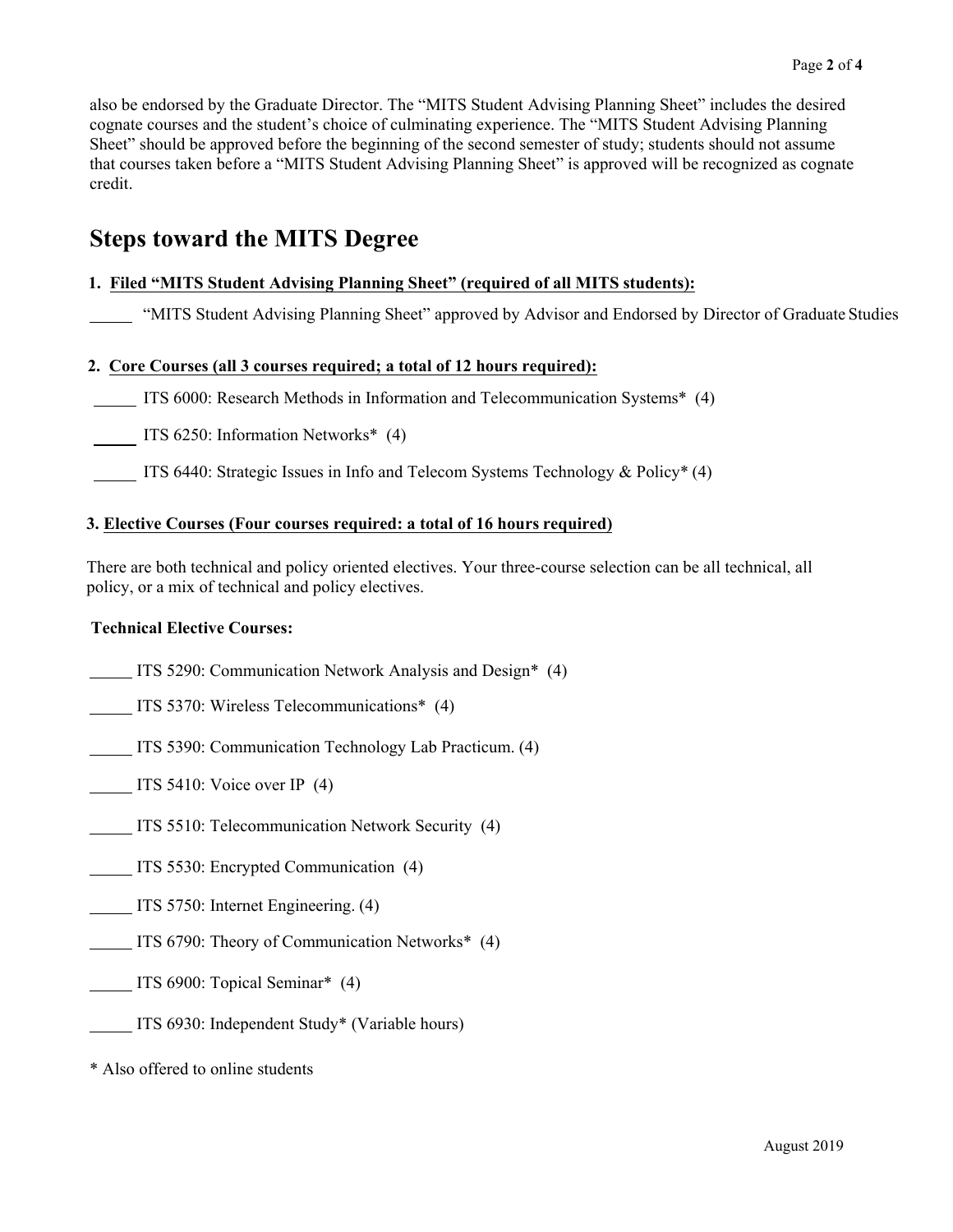also be endorsed by the Graduate Director. The "MITS Student Advising Planning Sheet" includes the desired cognate courses and the student's choice of culminating experience. The "MITS Student Advising Planning Sheet" should be approved before the beginning of the second semester of study; students should not assume that courses taken before a "MITS Student Advising Planning Sheet" is approved will be recognized as cognate credit.

## Steps toward the MITS Degree

**1. <u>Filed "MITS Student Advising Planning Sheet" (required of all MITS students):</u>**

_____ "MITS Student Advising Planning Sheet" approved by Advisor and Endorsed by Director of Graduate Studies

**2. <u>Core Courses (all 3 courses required; a total of 12 hours required):</u>**

_____ ITS 6000: Research Methods in Information and Telecommunication Systems* (4)

_____ ITS 6250: Information Networks* (4)

_____ ITS 6440: Strategic Issues in Info and Telecom Systems Technology & Policy* (4)

**3. <u>Elective Courses (Four courses required: a total of 16 hours required)</u>**

There are both technical and policy oriented electives. Your three-course selection can be all technical, all policy, or a mix of technical and policy electives.

**Technical Elective Courses:**

_____ ITS 5290: Communication Network Analysis and Design* (4)

_____ ITS 5370: Wireless Telecommunications* (4)

_____ ITS 5390: Communication Technology Lab Practicum. (4)

_____ ITS 5410: Voice over IP (4)

_____ ITS 5510: Telecommunication Network Security (4)

_____ ITS 5530: Encrypted Communication (4)

_____ ITS 5750: Internet Engineering. (4)

_____ ITS 6790: Theory of Communication Networks* (4)

_____ ITS 6900: Topical Seminar* (4)

_____ ITS 6930: Independent Study* (Variable hours)

\* Also offered to online students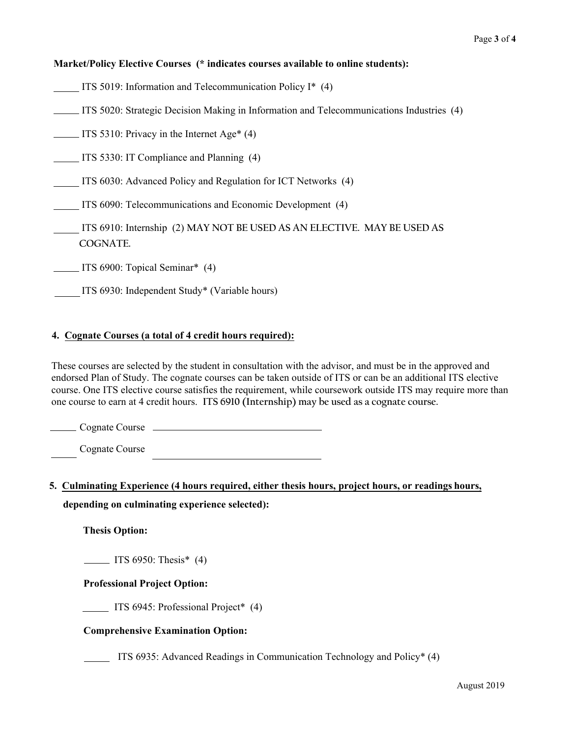**Market/Policy Elective Courses (* indicates courses available to online students):**

_____ ITS 5019: Information and Telecommunication Policy I* (4)

_____ ITS 5020: Strategic Decision Making in Information and Telecommunications Industries (4)

_____ ITS 5310: Privacy in the Internet Age* (4)

_____ ITS 5330: IT Compliance and Planning (4)

_____ ITS 6030: Advanced Policy and Regulation for ICT Networks (4)

_____ ITS 6090: Telecommunications and Economic Development (4)

_____ ITS 6910: Internship (2) MAY NOT BE USED AS AN ELECTIVE. MAY BE USED AS COGNATE.

_____ ITS 6900: Topical Seminar* (4)

_____ ITS 6930: Independent Study* (Variable hours)

**4. Cognate Courses (a total of 4 credit hours required):**

These courses are selected by the student in consultation with the advisor, and must be in the approved and endorsed Plan of Study. The cognate courses can be taken outside of ITS or can be an additional ITS elective course. One ITS elective course satisfies the requirement, while coursework outside ITS may require more than one course to earn at 4 credit hours. ITS 6910 (Internship) may be used as a cognate course.

_____ Cognate Course ______________________________

_____ Cognate Course ______________________________

**5. Culminating Experience (4 hours required, either thesis hours, project hours, or readings hours, depending on culminating experience selected):**

**Thesis Option:**

_____ ITS 6950: Thesis* (4)

**Professional Project Option:**

_____ ITS 6945: Professional Project* (4)

**Comprehensive Examination Option:**

_____ ITS 6935: Advanced Readings in Communication Technology and Policy* (4)

August 2019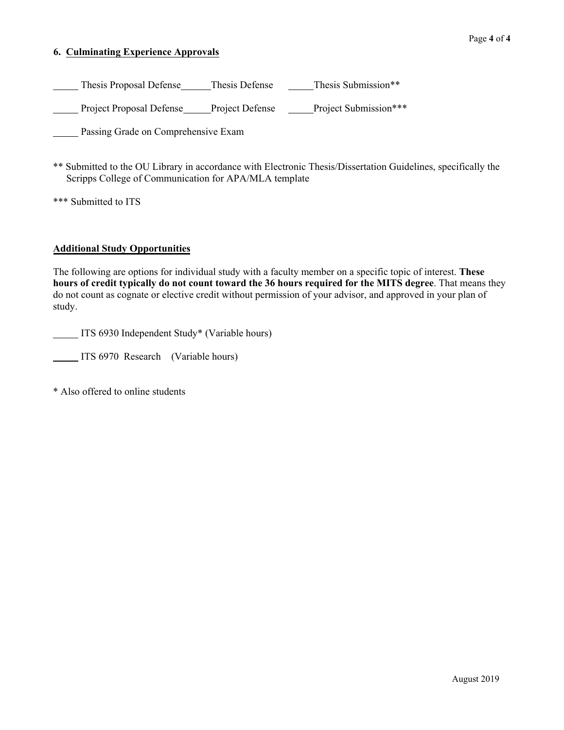## 6. Culminating Experience Approvals

_____ Thesis Proposal Defense _____ Thesis Defense _____ Thesis Submission**

_____ Project Proposal Defense _____ Project Defense _____ Project Submission***

_____ Passing Grade on Comprehensive Exam

** Submitted to the OU Library in accordance with Electronic Thesis/Dissertation Guidelines, specifically the Scripps College of Communication for APA/MLA template

*** Submitted to ITS

## Additional Study Opportunities

The following are options for individual study with a faculty member on a specific topic of interest. **These hours of credit typically do not count toward the 36 hours required for the MITS degree**. That means they do not count as cognate or elective credit without permission of your advisor, and approved in your plan of study.

_____ ITS 6930 Independent Study* (Variable hours)

_____ ITS 6970 Research (Variable hours)

* Also offered to online students

August 2019